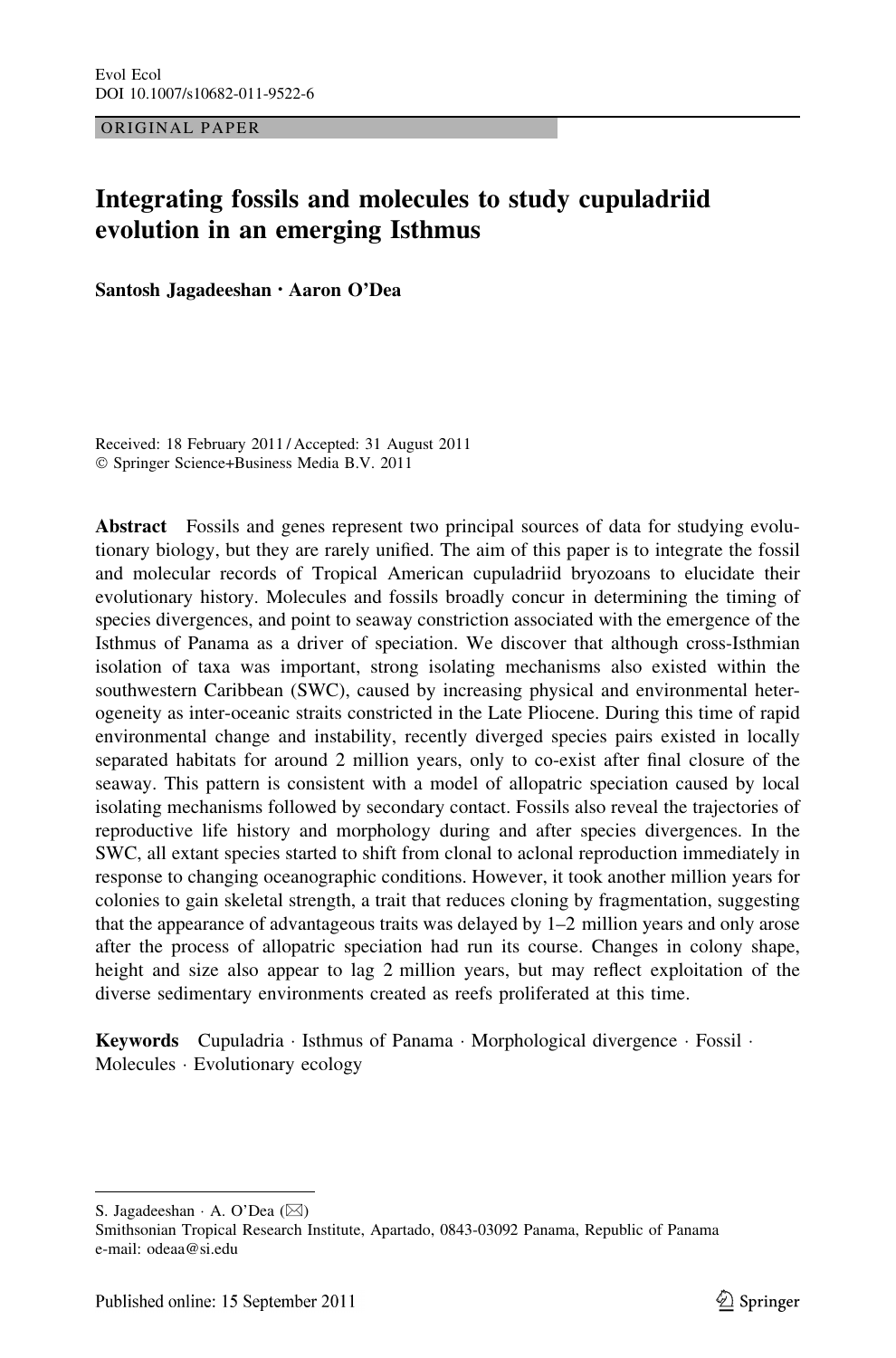Evol Ecol
DOI 10.1007/s10682-011-9522-6

ORIGINAL PAPER

# Integrating fossils and molecules to study cupuladriid evolution in an emerging Isthmus

**Santosh Jagadeeshan · Aaron O'Dea**

Received: 18 February 2011 / Accepted: 31 August 2011
© Springer Science+Business Media B.V. 2011

**Abstract** Fossils and genes represent two principal sources of data for studying evolutionary biology, but they are rarely unified. The aim of this paper is to integrate the fossil and molecular records of Tropical American cupuladriid bryozoans to elucidate their evolutionary history. Molecules and fossils broadly concur in determining the timing of species divergences, and point to seaway constriction associated with the emergence of the Isthmus of Panama as a driver of speciation. We discover that although cross-Isthmian isolation of taxa was important, strong isolating mechanisms also existed within the southwestern Caribbean (SWC), caused by increasing physical and environmental heterogeneity as inter-oceanic straits constricted in the Late Pliocene. During this time of rapid environmental change and instability, recently diverged species pairs existed in locally separated habitats for around 2 million years, only to co-exist after final closure of the seaway. This pattern is consistent with a model of allopatric speciation caused by local isolating mechanisms followed by secondary contact. Fossils also reveal the trajectories of reproductive life history and morphology during and after species divergences. In the SWC, all extant species started to shift from clonal to aclonal reproduction immediately in response to changing oceanographic conditions. However, it took another million years for colonies to gain skeletal strength, a trait that reduces cloning by fragmentation, suggesting that the appearance of advantageous traits was delayed by 1–2 million years and only arose after the process of allopatric speciation had run its course. Changes in colony shape, height and size also appear to lag 2 million years, but may reflect exploitation of the diverse sedimentary environments created as reefs proliferated at this time.

**Keywords** Cupuladria · Isthmus of Panama · Morphological divergence · Fossil · Molecules · Evolutionary ecology

---

S. Jagadeeshan · A. O'Dea (✉)
Smithsonian Tropical Research Institute, Apartado, 0843-03092 Panama, Republic of Panama
e-mail: odeaa@si.edu

Published online: 15 September 2011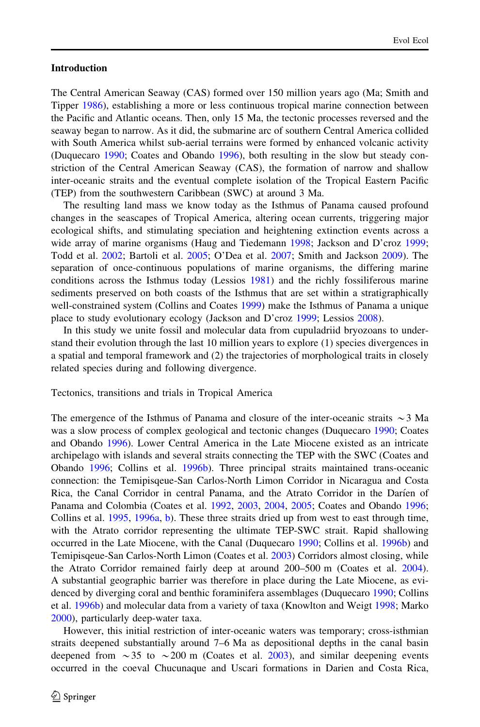## Introduction

The Central American Seaway (CAS) formed over 150 million years ago (Ma; Smith and Tipper 1986), establishing a more or less continuous tropical marine connection between the Pacific and Atlantic oceans. Then, only 15 Ma, the tectonic processes reversed and the seaway began to narrow. As it did, the submarine arc of southern Central America collided with South America whilst sub-aerial terrains were formed by enhanced volcanic activity (Duquecaro 1990; Coates and Obando 1996), both resulting in the slow but steady constriction of the Central American Seaway (CAS), the formation of narrow and shallow inter-oceanic straits and the eventual complete isolation of the Tropical Eastern Pacific (TEP) from the southwestern Caribbean (SWC) at around 3 Ma.

The resulting land mass we know today as the Isthmus of Panama caused profound changes in the seascapes of Tropical America, altering ocean currents, triggering major ecological shifts, and stimulating speciation and heightening extinction events across a wide array of marine organisms (Haug and Tiedemann 1998; Jackson and D'croz 1999; Todd et al. 2002; Bartoli et al. 2005; O'Dea et al. 2007; Smith and Jackson 2009). The separation of once-continuous populations of marine organisms, the differing marine conditions across the Isthmus today (Lessios 1981) and the richly fossiliferous marine sediments preserved on both coasts of the Isthmus that are set within a stratigraphically well-constrained system (Collins and Coates 1999) make the Isthmus of Panama a unique place to study evolutionary ecology (Jackson and D'croz 1999; Lessios 2008).

In this study we unite fossil and molecular data from cupuladriid bryozoans to understand their evolution through the last 10 million years to explore (1) species divergences in a spatial and temporal framework and (2) the trajectories of morphological traits in closely related species during and following divergence.

### Tectonics, transitions and trials in Tropical America

The emergence of the Isthmus of Panama and closure of the inter-oceanic straits ~3 Ma was a slow process of complex geological and tectonic changes (Duquecaro 1990; Coates and Obando 1996). Lower Central America in the Late Miocene existed as an intricate archipelago with islands and several straits connecting the TEP with the SWC (Coates and Obando 1996; Collins et al. 1996b). Three principal straits maintained trans-oceanic connection: the Temipisqeue-San Carlos-North Limon Corridor in Nicaragua and Costa Rica, the Canal Corridor in central Panama, and the Atrato Corridor in the Daríen of Panama and Colombia (Coates et al. 1992, 2003, 2004, 2005; Coates and Obando 1996; Collins et al. 1995, 1996a, b). These three straits dried up from west to east through time, with the Atrato corridor representing the ultimate TEP-SWC strait. Rapid shallowing occurred in the Late Miocene, with the Canal (Duquecaro 1990; Collins et al. 1996b) and Temipisqeue-San Carlos-North Limon (Coates et al. 2003) Corridors almost closing, while the Atrato Corridor remained fairly deep at around 200–500 m (Coates et al. 2004). A substantial geographic barrier was therefore in place during the Late Miocene, as evidenced by diverging coral and benthic foraminifera assemblages (Duquecaro 1990; Collins et al. 1996b) and molecular data from a variety of taxa (Knowlton and Weigt 1998; Marko 2000), particularly deep-water taxa.

However, this initial restriction of inter-oceanic waters was temporary; cross-isthmian straits deepened substantially around 7–6 Ma as depositional depths in the canal basin deepened from ~35 to ~200 m (Coates et al. 2003), and similar deepening events occurred in the coeval Chucunaque and Uscari formations in Darien and Costa Rica,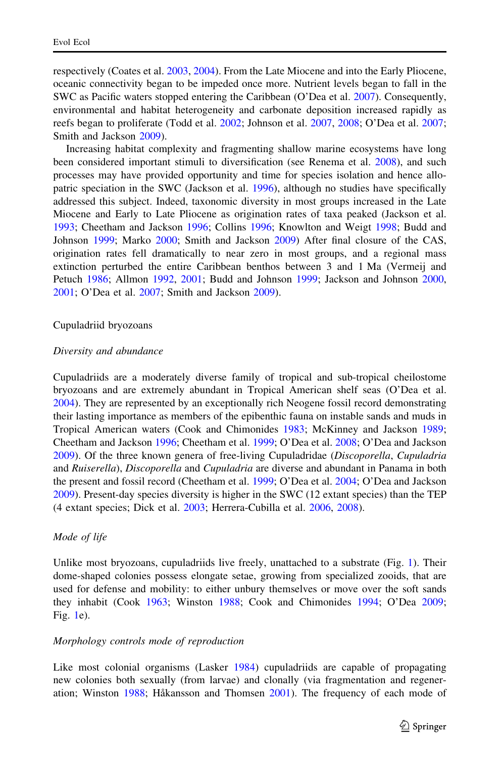respectively (Coates et al. 2003, 2004). From the Late Miocene and into the Early Pliocene, oceanic connectivity began to be impeded once more. Nutrient levels began to fall in the SWC as Pacific waters stopped entering the Caribbean (O'Dea et al. 2007). Consequently, environmental and habitat heterogeneity and carbonate deposition increased rapidly as reefs began to proliferate (Todd et al. 2002; Johnson et al. 2007, 2008; O'Dea et al. 2007; Smith and Jackson 2009).

Increasing habitat complexity and fragmenting shallow marine ecosystems have long been considered important stimuli to diversification (see Renema et al. 2008), and such processes may have provided opportunity and time for species isolation and hence allopatric speciation in the SWC (Jackson et al. 1996), although no studies have specifically addressed this subject. Indeed, taxonomic diversity in most groups increased in the Late Miocene and Early to Late Pliocene as origination rates of taxa peaked (Jackson et al. 1993; Cheetham and Jackson 1996; Collins 1996; Knowlton and Weigt 1998; Budd and Johnson 1999; Marko 2000; Smith and Jackson 2009) After final closure of the CAS, origination rates fell dramatically to near zero in most groups, and a regional mass extinction perturbed the entire Caribbean benthos between 3 and 1 Ma (Vermeij and Petuch 1986; Allmon 1992, 2001; Budd and Johnson 1999; Jackson and Johnson 2000, 2001; O'Dea et al. 2007; Smith and Jackson 2009).

## Cupuladriid bryozoans

### *Diversity and abundance*

Cupuladriids are a moderately diverse family of tropical and sub-tropical cheilostome bryozoans and are extremely abundant in Tropical American shelf seas (O'Dea et al. 2004). They are represented by an exceptionally rich Neogene fossil record demonstrating their lasting importance as members of the epibenthic fauna on instable sands and muds in Tropical American waters (Cook and Chimonides 1983; McKinney and Jackson 1989; Cheetham and Jackson 1996; Cheetham et al. 1999; O'Dea et al. 2008; O'Dea and Jackson 2009). Of the three known genera of free-living Cupuladridae (*Discoporella*, *Cupuladria* and *Ruiserella*), *Discoporella* and *Cupuladria* are diverse and abundant in Panama in both the present and fossil record (Cheetham et al. 1999; O'Dea et al. 2004; O'Dea and Jackson 2009). Present-day species diversity is higher in the SWC (12 extant species) than the TEP (4 extant species; Dick et al. 2003; Herrera-Cubilla et al. 2006, 2008).

### *Mode of life*

Unlike most bryozoans, cupuladriids live freely, unattached to a substrate (Fig. 1). Their dome-shaped colonies possess elongate setae, growing from specialized zooids, that are used for defense and mobility: to either unbury themselves or move over the soft sands they inhabit (Cook 1963; Winston 1988; Cook and Chimonides 1994; O'Dea 2009; Fig. 1e).

### *Morphology controls mode of reproduction*

Like most colonial organisms (Lasker 1984) cupuladriids are capable of propagating new colonies both sexually (from larvae) and clonally (via fragmentation and regeneration; Winston 1988; Håkansson and Thomsen 2001). The frequency of each mode of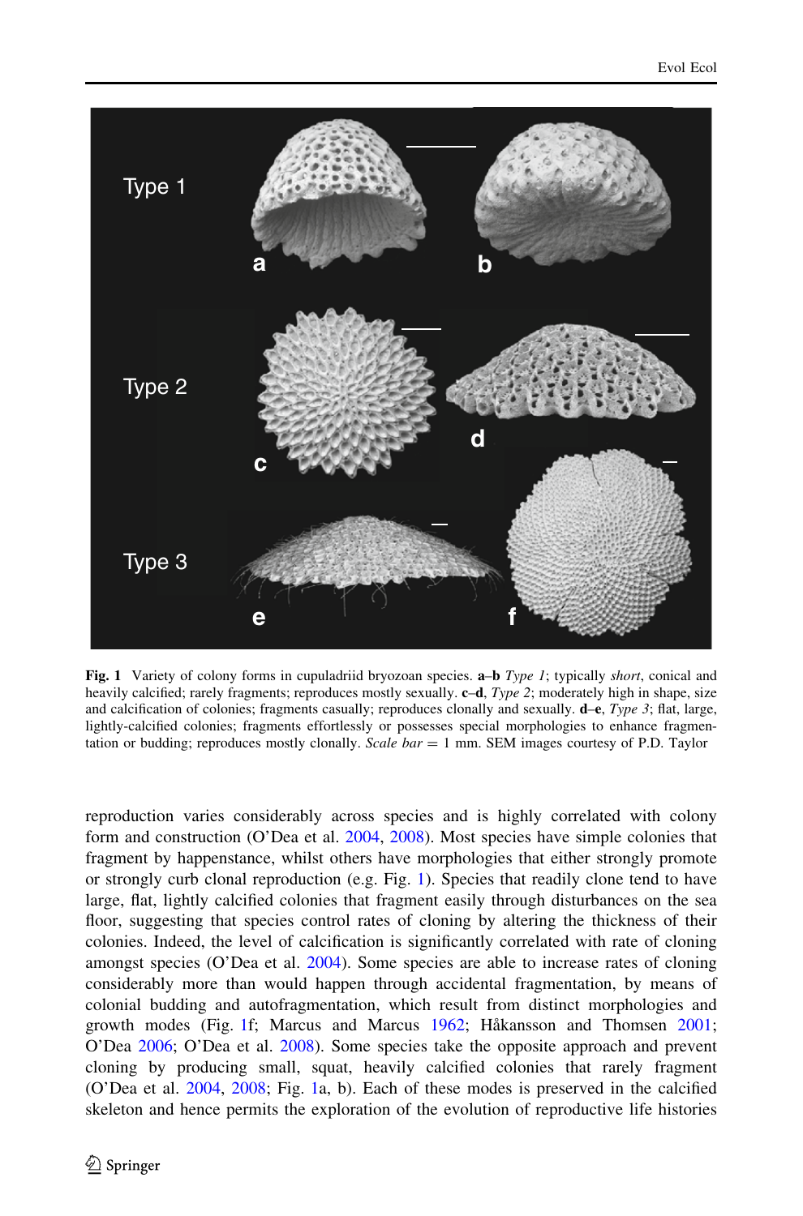**Fig. 1** Variety of colony forms in cupuladriid bryozoan species. **a**–**b** *Type 1*; typically *short*, conical and heavily calcified; rarely fragments; reproduces mostly sexually. **c**–**d**, *Type 2*; moderately high in shape, size and calcification of colonies; fragments casually; reproduces clonally and sexually. **d**–**e**, *Type 3*; flat, large, lightly-calcified colonies; fragments effortlessly or possesses special morphologies to enhance fragmentation or budding; reproduces mostly clonally. *Scale bar* = 1 mm. SEM images courtesy of P.D. Taylor

reproduction varies considerably across species and is highly correlated with colony form and construction (O'Dea et al. 2004, 2008). Most species have simple colonies that fragment by happenstance, whilst others have morphologies that either strongly promote or strongly curb clonal reproduction (e.g. Fig. 1). Species that readily clone tend to have large, flat, lightly calcified colonies that fragment easily through disturbances on the sea floor, suggesting that species control rates of cloning by altering the thickness of their colonies. Indeed, the level of calcification is significantly correlated with rate of cloning amongst species (O'Dea et al. 2004). Some species are able to increase rates of cloning considerably more than would happen through accidental fragmentation, by means of colonial budding and autofragmentation, which result from distinct morphologies and growth modes (Fig. 1f; Marcus and Marcus 1962; Håkansson and Thomsen 2001; O'Dea 2006; O'Dea et al. 2008). Some species take the opposite approach and prevent cloning by producing small, squat, heavily calcified colonies that rarely fragment (O'Dea et al. 2004, 2008; Fig. 1a, b). Each of these modes is preserved in the calcified skeleton and hence permits the exploration of the evolution of reproductive life histories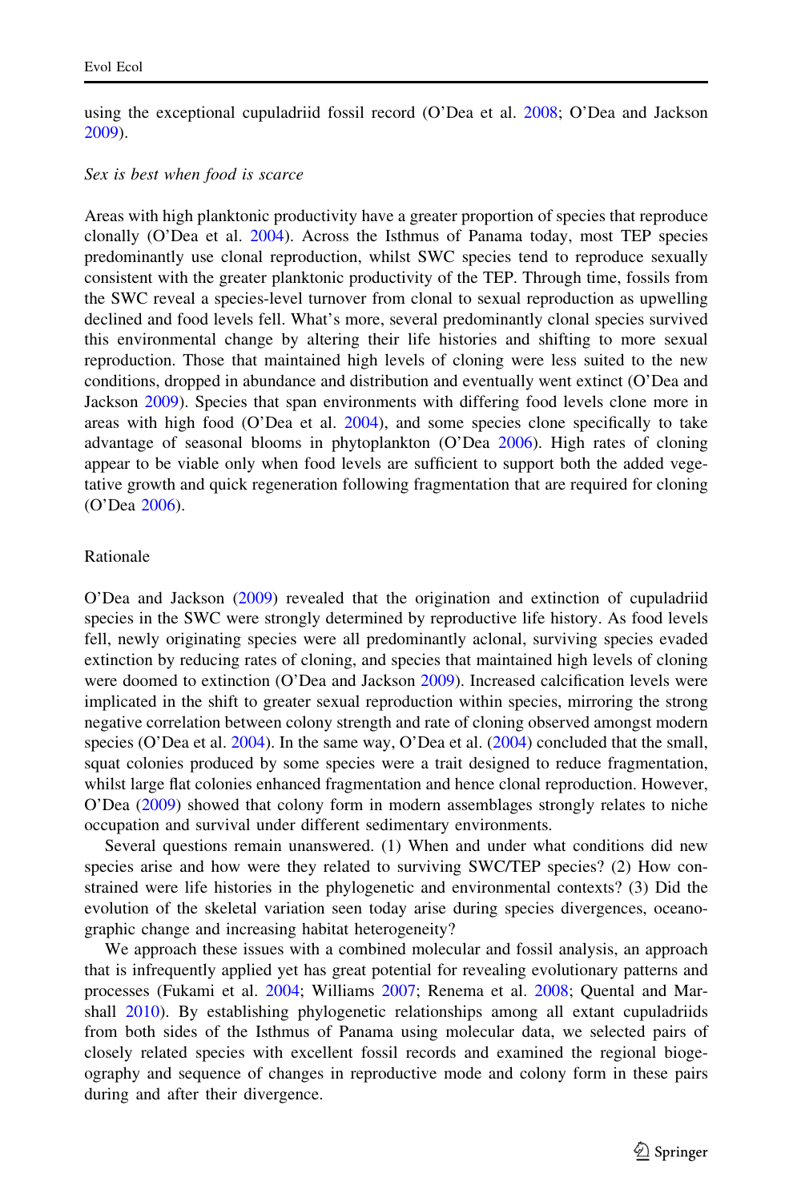using the exceptional cupuladriid fossil record (O'Dea et al. 2008; O'Dea and Jackson 2009).

### *Sex is best when food is scarce*

Areas with high planktonic productivity have a greater proportion of species that reproduce clonally (O'Dea et al. 2004). Across the Isthmus of Panama today, most TEP species predominantly use clonal reproduction, whilst SWC species tend to reproduce sexually consistent with the greater planktonic productivity of the TEP. Through time, fossils from the SWC reveal a species-level turnover from clonal to sexual reproduction as upwelling declined and food levels fell. What's more, several predominantly clonal species survived this environmental change by altering their life histories and shifting to more sexual reproduction. Those that maintained high levels of cloning were less suited to the new conditions, dropped in abundance and distribution and eventually went extinct (O'Dea and Jackson 2009). Species that span environments with differing food levels clone more in areas with high food (O'Dea et al. 2004), and some species clone specifically to take advantage of seasonal blooms in phytoplankton (O'Dea 2006). High rates of cloning appear to be viable only when food levels are sufficient to support both the added vegetative growth and quick regeneration following fragmentation that are required for cloning (O'Dea 2006).

## Rationale

O'Dea and Jackson (2009) revealed that the origination and extinction of cupuladriid species in the SWC were strongly determined by reproductive life history. As food levels fell, newly originating species were all predominantly aclonal, surviving species evaded extinction by reducing rates of cloning, and species that maintained high levels of cloning were doomed to extinction (O'Dea and Jackson 2009). Increased calcification levels were implicated in the shift to greater sexual reproduction within species, mirroring the strong negative correlation between colony strength and rate of cloning observed amongst modern species (O'Dea et al. 2004). In the same way, O'Dea et al. (2004) concluded that the small, squat colonies produced by some species were a trait designed to reduce fragmentation, whilst large flat colonies enhanced fragmentation and hence clonal reproduction. However, O'Dea (2009) showed that colony form in modern assemblages strongly relates to niche occupation and survival under different sedimentary environments.

Several questions remain unanswered. (1) When and under what conditions did new species arise and how were they related to surviving SWC/TEP species? (2) How constrained were life histories in the phylogenetic and environmental contexts? (3) Did the evolution of the skeletal variation seen today arise during species divergences, oceanographic change and increasing habitat heterogeneity?

We approach these issues with a combined molecular and fossil analysis, an approach that is infrequently applied yet has great potential for revealing evolutionary patterns and processes (Fukami et al. 2004; Williams 2007; Renema et al. 2008; Quental and Marshall 2010). By establishing phylogenetic relationships among all extant cupuladriids from both sides of the Isthmus of Panama using molecular data, we selected pairs of closely related species with excellent fossil records and examined the regional biogeography and sequence of changes in reproductive mode and colony form in these pairs during and after their divergence.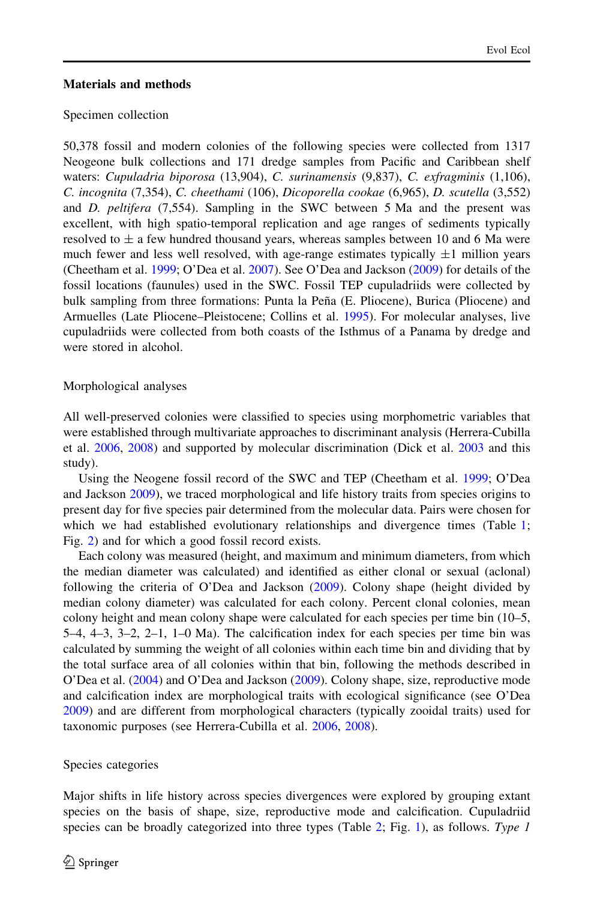## Materials and methods

### Specimen collection

50,378 fossil and modern colonies of the following species were collected from 1317 Neogeone bulk collections and 171 dredge samples from Pacific and Caribbean shelf waters: *Cupuladria biporosa* (13,904), *C. surinamensis* (9,837), *C. exfragminis* (1,106), *C. incognita* (7,354), *C. cheethami* (106), *Dicoporella cookae* (6,965), *D. scutella* (3,552) and *D. peltifera* (7,554). Sampling in the SWC between 5 Ma and the present was excellent, with high spatio-temporal replication and age ranges of sediments typically resolved to ± a few hundred thousand years, whereas samples between 10 and 6 Ma were much fewer and less well resolved, with age-range estimates typically ±1 million years (Cheetham et al. 1999; O'Dea et al. 2007). See O'Dea and Jackson (2009) for details of the fossil locations (faunules) used in the SWC. Fossil TEP cupuladriids were collected by bulk sampling from three formations: Punta la Peña (E. Pliocene), Burica (Pliocene) and Armuelles (Late Pliocene–Pleistocene; Collins et al. 1995). For molecular analyses, live cupuladriids were collected from both coasts of the Isthmus of a Panama by dredge and were stored in alcohol.

### Morphological analyses

All well-preserved colonies were classified to species using morphometric variables that were established through multivariate approaches to discriminant analysis (Herrera-Cubilla et al. 2006, 2008) and supported by molecular discrimination (Dick et al. 2003 and this study).

Using the Neogene fossil record of the SWC and TEP (Cheetham et al. 1999; O'Dea and Jackson 2009), we traced morphological and life history traits from species origins to present day for five species pair determined from the molecular data. Pairs were chosen for which we had established evolutionary relationships and divergence times (Table 1; Fig. 2) and for which a good fossil record exists.

Each colony was measured (height, and maximum and minimum diameters, from which the median diameter was calculated) and identified as either clonal or sexual (aclonal) following the criteria of O'Dea and Jackson (2009). Colony shape (height divided by median colony diameter) was calculated for each colony. Percent clonal colonies, mean colony height and mean colony shape were calculated for each species per time bin (10–5, 5–4, 4–3, 3–2, 2–1, 1–0 Ma). The calcification index for each species per time bin was calculated by summing the weight of all colonies within each time bin and dividing that by the total surface area of all colonies within that bin, following the methods described in O'Dea et al. (2004) and O'Dea and Jackson (2009). Colony shape, size, reproductive mode and calcification index are morphological traits with ecological significance (see O'Dea 2009) and are different from morphological characters (typically zooidal traits) used for taxonomic purposes (see Herrera-Cubilla et al. 2006, 2008).

### Species categories

Major shifts in life history across species divergences were explored by grouping extant species on the basis of shape, size, reproductive mode and calcification. Cupuladriid species can be broadly categorized into three types (Table 2; Fig. 1), as follows. *Type 1*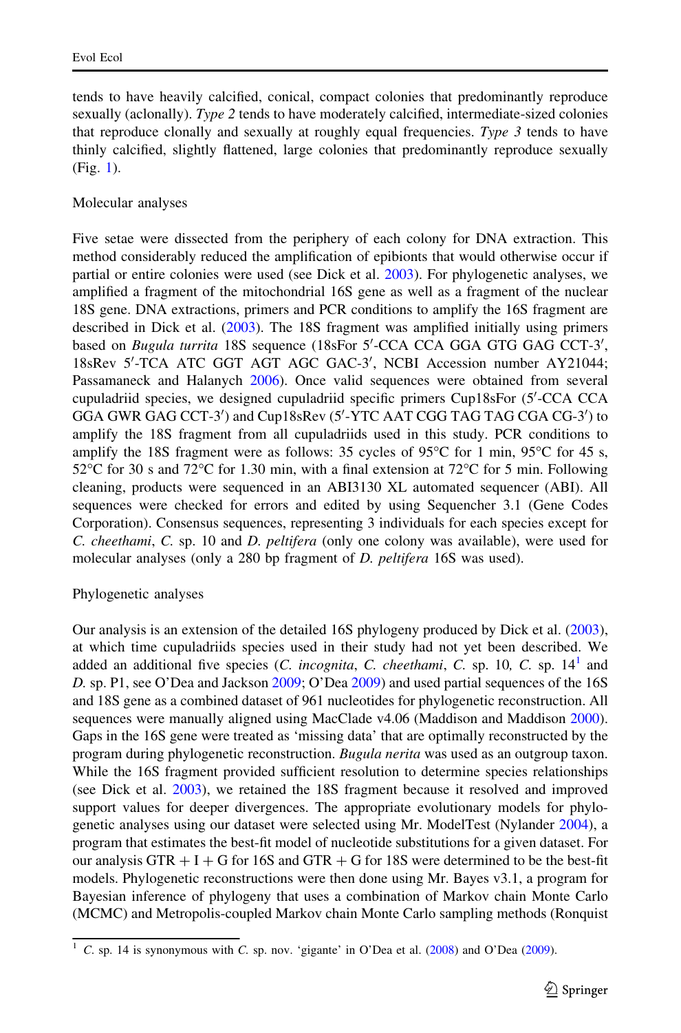tends to have heavily calcified, conical, compact colonies that predominantly reproduce sexually (aclonally). *Type 2* tends to have moderately calcified, intermediate-sized colonies that reproduce clonally and sexually at roughly equal frequencies. *Type 3* tends to have thinly calcified, slightly flattened, large colonies that predominantly reproduce sexually (Fig. 1).

## Molecular analyses

Five setae were dissected from the periphery of each colony for DNA extraction. This method considerably reduced the amplification of epibionts that would otherwise occur if partial or entire colonies were used (see Dick et al. 2003). For phylogenetic analyses, we amplified a fragment of the mitochondrial 16S gene as well as a fragment of the nuclear 18S gene. DNA extractions, primers and PCR conditions to amplify the 16S fragment are described in Dick et al. (2003). The 18S fragment was amplified initially using primers based on *Bugula turrita* 18S sequence (18sFor 5′-CCA CCA GGA GTG GAG CCT-3′, 18sRev 5′-TCA ATC GGT AGT AGC GAC-3′, NCBI Accession number AY21044; Passamaneck and Halanych 2006). Once valid sequences were obtained from several cupuladriid species, we designed cupuladriid specific primers Cup18sFor (5′-CCA CCA GGA GWR GAG CCT-3′) and Cup18sRev (5′-YTC AAT CGG TAG TAG CGA CG-3′) to amplify the 18S fragment from all cupuladriids used in this study. PCR conditions to amplify the 18S fragment were as follows: 35 cycles of 95°C for 1 min, 95°C for 45 s, 52°C for 30 s and 72°C for 1.30 min, with a final extension at 72°C for 5 min. Following cleaning, products were sequenced in an ABI3130 XL automated sequencer (ABI). All sequences were checked for errors and edited by using Sequencher 3.1 (Gene Codes Corporation). Consensus sequences, representing 3 individuals for each species except for *C. cheethami*, *C.* sp. 10 and *D. peltifera* (only one colony was available), were used for molecular analyses (only a 280 bp fragment of *D. peltifera* 16S was used).

## Phylogenetic analyses

Our analysis is an extension of the detailed 16S phylogeny produced by Dick et al. (2003), at which time cupuladriids species used in their study had not yet been described. We added an additional five species (*C. incognita*, *C. cheethami*, *C.* sp. 10*, C.* sp. 14[1] and *D.* sp. P1, see O'Dea and Jackson 2009; O'Dea 2009) and used partial sequences of the 16S and 18S gene as a combined dataset of 961 nucleotides for phylogenetic reconstruction. All sequences were manually aligned using MacClade v4.06 (Maddison and Maddison 2000). Gaps in the 16S gene were treated as 'missing data' that are optimally reconstructed by the program during phylogenetic reconstruction. *Bugula nerita* was used as an outgroup taxon. While the 16S fragment provided sufficient resolution to determine species relationships (see Dick et al. 2003), we retained the 18S fragment because it resolved and improved support values for deeper divergences. The appropriate evolutionary models for phylogenetic analyses using our dataset were selected using Mr. ModelTest (Nylander 2004), a program that estimates the best-fit model of nucleotide substitutions for a given dataset. For our analysis GTR + I + G for 16S and GTR + G for 18S were determined to be the best-fit models. Phylogenetic reconstructions were then done using Mr. Bayes v3.1, a program for Bayesian inference of phylogeny that uses a combination of Markov chain Monte Carlo (MCMC) and Metropolis-coupled Markov chain Monte Carlo sampling methods (Ronquist

[1] *C.* sp. 14 is synonymous with *C.* sp. nov. 'gigante' in O'Dea et al. (2008) and O'Dea (2009).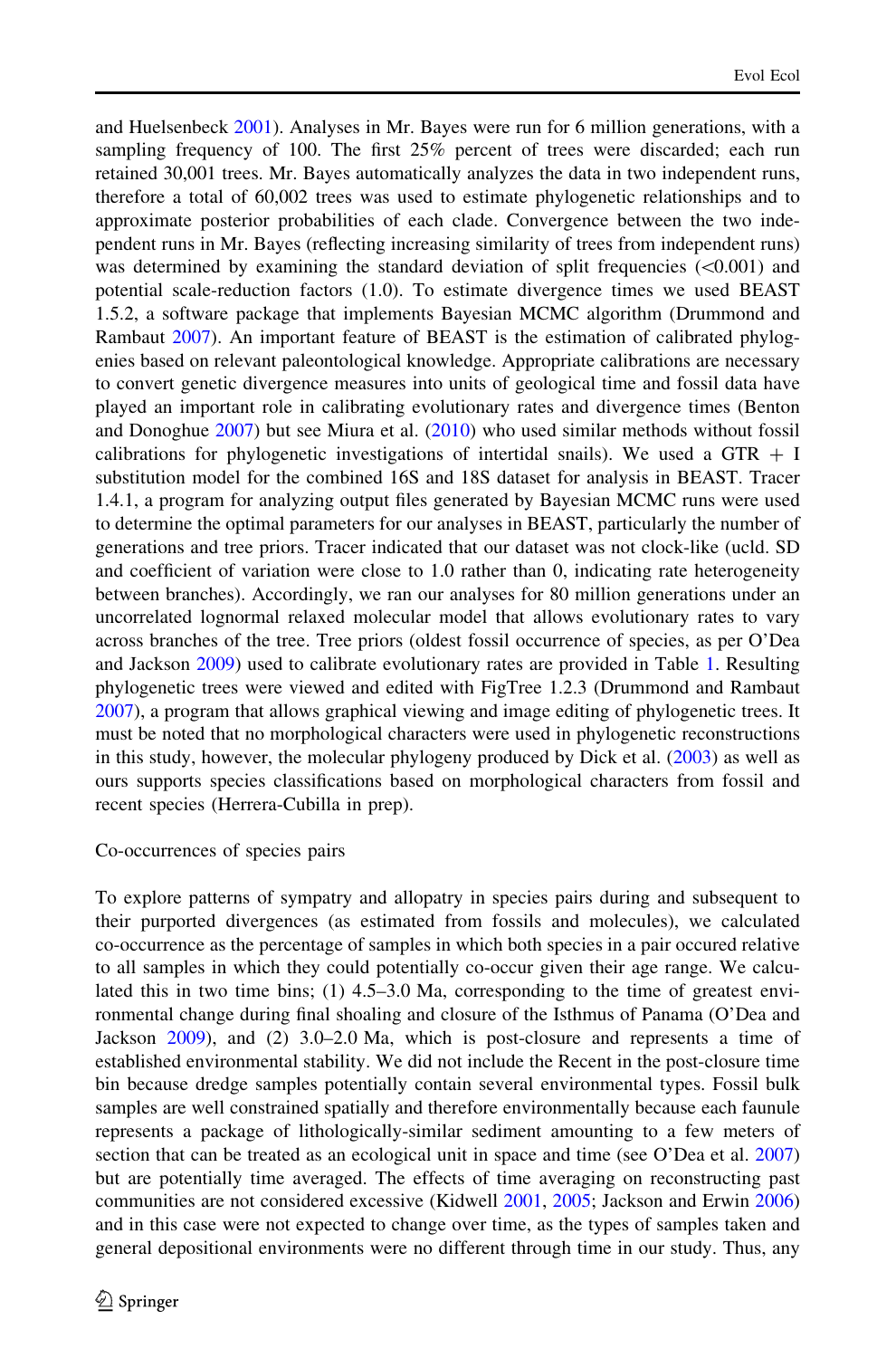and Huelsenbeck 2001). Analyses in Mr. Bayes were run for 6 million generations, with a sampling frequency of 100. The first 25% percent of trees were discarded; each run retained 30,001 trees. Mr. Bayes automatically analyzes the data in two independent runs, therefore a total of 60,002 trees was used to estimate phylogenetic relationships and to approximate posterior probabilities of each clade. Convergence between the two independent runs in Mr. Bayes (reflecting increasing similarity of trees from independent runs) was determined by examining the standard deviation of split frequencies (<0.001) and potential scale-reduction factors (1.0). To estimate divergence times we used BEAST 1.5.2, a software package that implements Bayesian MCMC algorithm (Drummond and Rambaut 2007). An important feature of BEAST is the estimation of calibrated phylogenies based on relevant paleontological knowledge. Appropriate calibrations are necessary to convert genetic divergence measures into units of geological time and fossil data have played an important role in calibrating evolutionary rates and divergence times (Benton and Donoghue 2007) but see Miura et al. (2010) who used similar methods without fossil calibrations for phylogenetic investigations of intertidal snails). We used a GTR + I substitution model for the combined 16S and 18S dataset for analysis in BEAST. Tracer 1.4.1, a program for analyzing output files generated by Bayesian MCMC runs were used to determine the optimal parameters for our analyses in BEAST, particularly the number of generations and tree priors. Tracer indicated that our dataset was not clock-like (ucld. SD and coefficient of variation were close to 1.0 rather than 0, indicating rate heterogeneity between branches). Accordingly, we ran our analyses for 80 million generations under an uncorrelated lognormal relaxed molecular model that allows evolutionary rates to vary across branches of the tree. Tree priors (oldest fossil occurrence of species, as per O'Dea and Jackson 2009) used to calibrate evolutionary rates are provided in Table 1. Resulting phylogenetic trees were viewed and edited with FigTree 1.2.3 (Drummond and Rambaut 2007), a program that allows graphical viewing and image editing of phylogenetic trees. It must be noted that no morphological characters were used in phylogenetic reconstructions in this study, however, the molecular phylogeny produced by Dick et al. (2003) as well as ours supports species classifications based on morphological characters from fossil and recent species (Herrera-Cubilla in prep).

## Co-occurrences of species pairs

To explore patterns of sympatry and allopatry in species pairs during and subsequent to their purported divergences (as estimated from fossils and molecules), we calculated co-occurrence as the percentage of samples in which both species in a pair occured relative to all samples in which they could potentially co-occur given their age range. We calculated this in two time bins; (1) 4.5–3.0 Ma, corresponding to the time of greatest environmental change during final shoaling and closure of the Isthmus of Panama (O'Dea and Jackson 2009), and (2) 3.0–2.0 Ma, which is post-closure and represents a time of established environmental stability. We did not include the Recent in the post-closure time bin because dredge samples potentially contain several environmental types. Fossil bulk samples are well constrained spatially and therefore environmentally because each faunule represents a package of lithologically-similar sediment amounting to a few meters of section that can be treated as an ecological unit in space and time (see O'Dea et al. 2007) but are potentially time averaged. The effects of time averaging on reconstructing past communities are not considered excessive (Kidwell 2001, 2005; Jackson and Erwin 2006) and in this case were not expected to change over time, as the types of samples taken and general depositional environments were no different through time in our study. Thus, any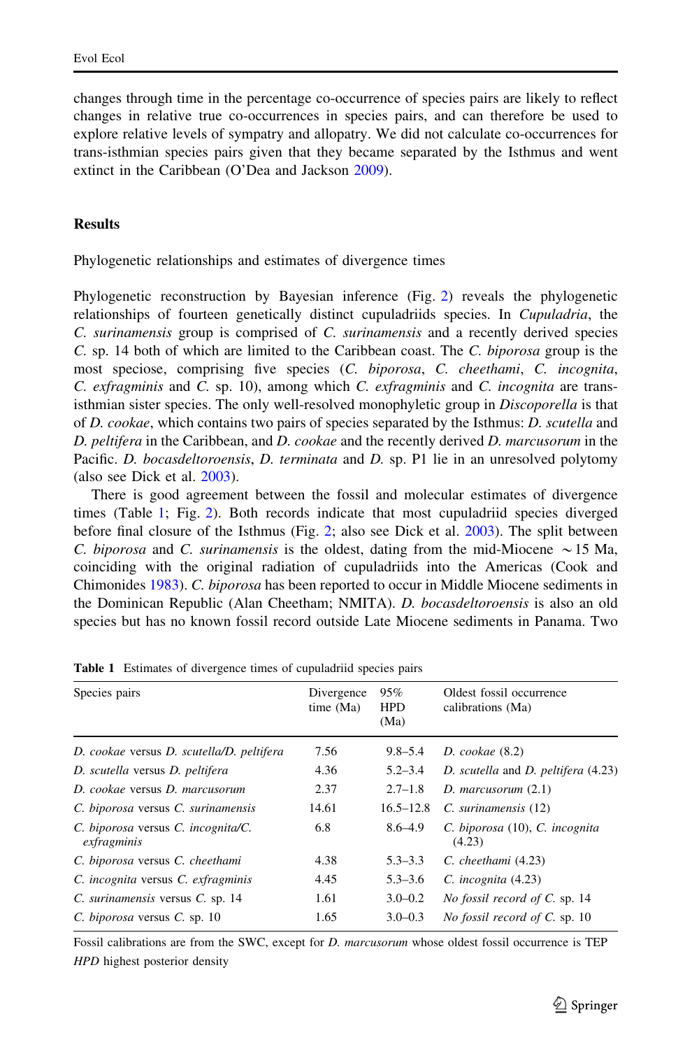changes through time in the percentage co-occurrence of species pairs are likely to reflect changes in relative true co-occurrences in species pairs, and can therefore be used to explore relative levels of sympatry and allopatry. We did not calculate co-occurrences for trans-isthmian species pairs given that they became separated by the Isthmus and went extinct in the Caribbean (O'Dea and Jackson 2009).

## Results

### Phylogenetic relationships and estimates of divergence times

Phylogenetic reconstruction by Bayesian inference (Fig. 2) reveals the phylogenetic relationships of fourteen genetically distinct cupuladriids species. In *Cupuladria*, the *C. surinamensis* group is comprised of *C. surinamensis* and a recently derived species *C.* sp. 14 both of which are limited to the Caribbean coast. The *C. biporosa* group is the most speciose, comprising five species (*C. biporosa*, *C. cheethami*, *C. incognita*, *C. exfragminis* and *C.* sp. 10), among which *C. exfragminis* and *C. incognita* are trans-isthmian sister species. The only well-resolved monophyletic group in *Discoporella* is that of *D. cookae*, which contains two pairs of species separated by the Isthmus: *D. scutella* and *D. peltifera* in the Caribbean, and *D. cookae* and the recently derived *D. marcusorum* in the Pacific. *D. bocasdeltoroensis*, *D. terminata* and *D.* sp. P1 lie in an unresolved polytomy (also see Dick et al. 2003).

There is good agreement between the fossil and molecular estimates of divergence times (Table 1; Fig. 2). Both records indicate that most cupuladriid species diverged before final closure of the Isthmus (Fig. 2; also see Dick et al. 2003). The split between *C. biporosa* and *C. surinamensis* is the oldest, dating from the mid-Miocene ~15 Ma, coinciding with the original radiation of cupuladriids into the Americas (Cook and Chimonides 1983). *C. biporosa* has been reported to occur in Middle Miocene sediments in the Dominican Republic (Alan Cheetham; NMITA). *D. bocasdeltoroensis* is also an old species but has no known fossil record outside Late Miocene sediments in Panama. Two

**Table 1** Estimates of divergence times of cupuladriid species pairs

| Species pairs | Divergence time (Ma) | 95% HPD (Ma) | Oldest fossil occurrence calibrations (Ma) |
|---|---|---|---|
| *D. cookae* versus *D. scutella*/*D. peltifera* | 7.56 | 9.8–5.4 | *D. cookae* (8.2) |
| *D. scutella* versus *D. peltifera* | 4.36 | 5.2–3.4 | *D. scutella* and *D. peltifera* (4.23) |
| *D. cookae* versus *D. marcusorum* | 2.37 | 2.7–1.8 | *D. marcusorum* (2.1) |
| *C. biporosa* versus *C. surinamensis* | 14.61 | 16.5–12.8 | *C. surinamensis* (12) |
| *C. biporosa* versus *C. incognita*/*C. exfragminis* | 6.8 | 8.6–4.9 | *C. biporosa* (10), *C. incognita* (4.23) |
| *C. biporosa* versus *C. cheethami* | 4.38 | 5.3–3.3 | *C. cheethami* (4.23) |
| *C. incognita* versus *C. exfragminis* | 4.45 | 5.3–3.6 | *C. incognita* (4.23) |
| *C. surinamensis* versus *C.* sp. 14 | 1.61 | 3.0–0.2 | *No fossil record of C.* sp. 14 |
| *C. biporosa* versus *C.* sp. 10 | 1.65 | 3.0–0.3 | *No fossil record of C.* sp. 10 |

Fossil calibrations are from the SWC, except for *D. marcusorum* whose oldest fossil occurrence is TEP

*HPD* highest posterior density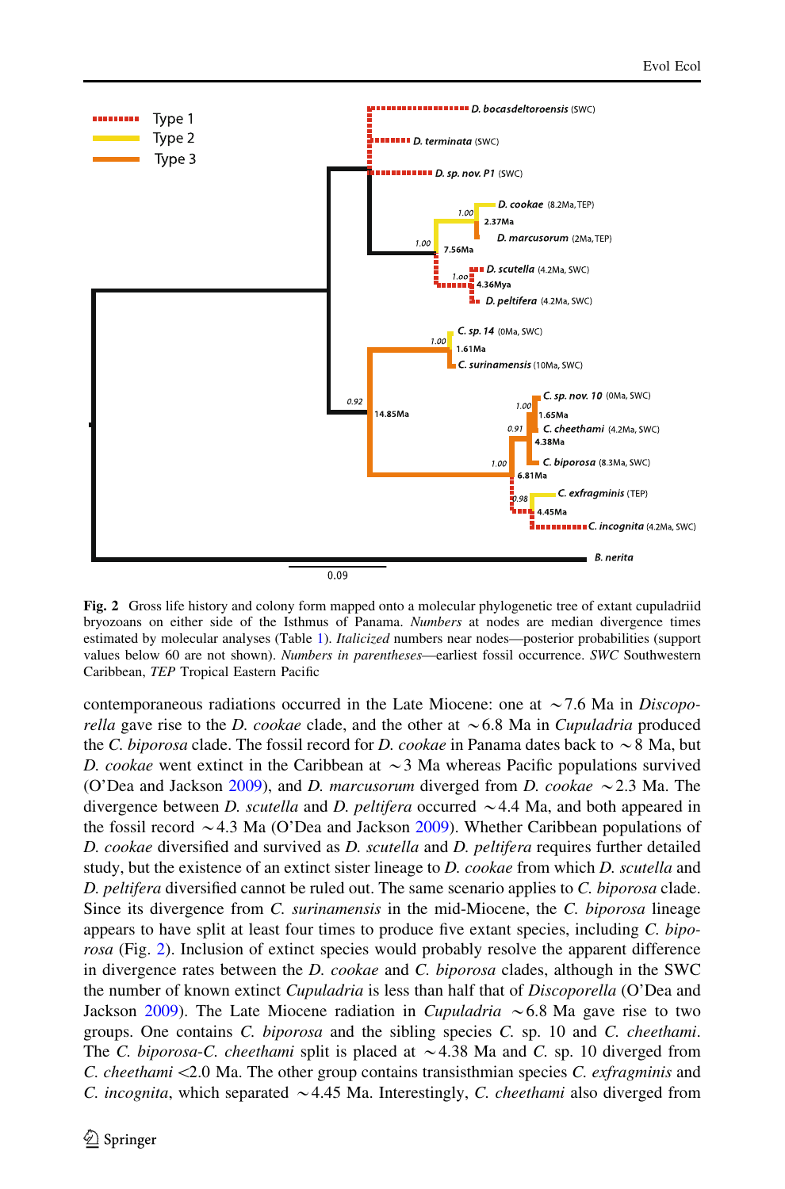**Fig. 2** Gross life history and colony form mapped onto a molecular phylogenetic tree of extant cupuladriid bryozoans on either side of the Isthmus of Panama. *Numbers* at nodes are median divergence times estimated by molecular analyses (Table 1). *Italicized* numbers near nodes—posterior probabilities (support values below 60 are not shown). *Numbers in parentheses*—earliest fossil occurrence. *SWC* Southwestern Caribbean, *TEP* Tropical Eastern Pacific

contemporaneous radiations occurred in the Late Miocene: one at ~7.6 Ma in *Discoporella* gave rise to the *D. cookae* clade, and the other at ~6.8 Ma in *Cupuladria* produced the *C. biporosa* clade. The fossil record for *D. cookae* in Panama dates back to ~8 Ma, but *D. cookae* went extinct in the Caribbean at ~3 Ma whereas Pacific populations survived (O'Dea and Jackson 2009), and *D. marcusorum* diverged from *D. cookae* ~2.3 Ma. The divergence between *D. scutella* and *D. peltifera* occurred ~4.4 Ma, and both appeared in the fossil record ~4.3 Ma (O'Dea and Jackson 2009). Whether Caribbean populations of *D. cookae* diversified and survived as *D. scutella* and *D. peltifera* requires further detailed study, but the existence of an extinct sister lineage to *D. cookae* from which *D. scutella* and *D. peltifera* diversified cannot be ruled out. The same scenario applies to *C. biporosa* clade. Since its divergence from *C. surinamensis* in the mid-Miocene, the *C. biporosa* lineage appears to have split at least four times to produce five extant species, including *C. biporosa* (Fig. 2). Inclusion of extinct species would probably resolve the apparent difference in divergence rates between the *D. cookae* and *C. biporosa* clades, although in the SWC the number of known extinct *Cupuladria* is less than half that of *Discoporella* (O'Dea and Jackson 2009). The Late Miocene radiation in *Cupuladria* ~6.8 Ma gave rise to two groups. One contains *C. biporosa* and the sibling species *C.* sp. 10 and *C. cheethami*. The *C. biporosa-C. cheethami* split is placed at ~4.38 Ma and *C.* sp. 10 diverged from *C. cheethami* <2.0 Ma. The other group contains transisthmian species *C. exfragminis* and *C. incognita*, which separated ~4.45 Ma. Interestingly, *C. cheethami* also diverged from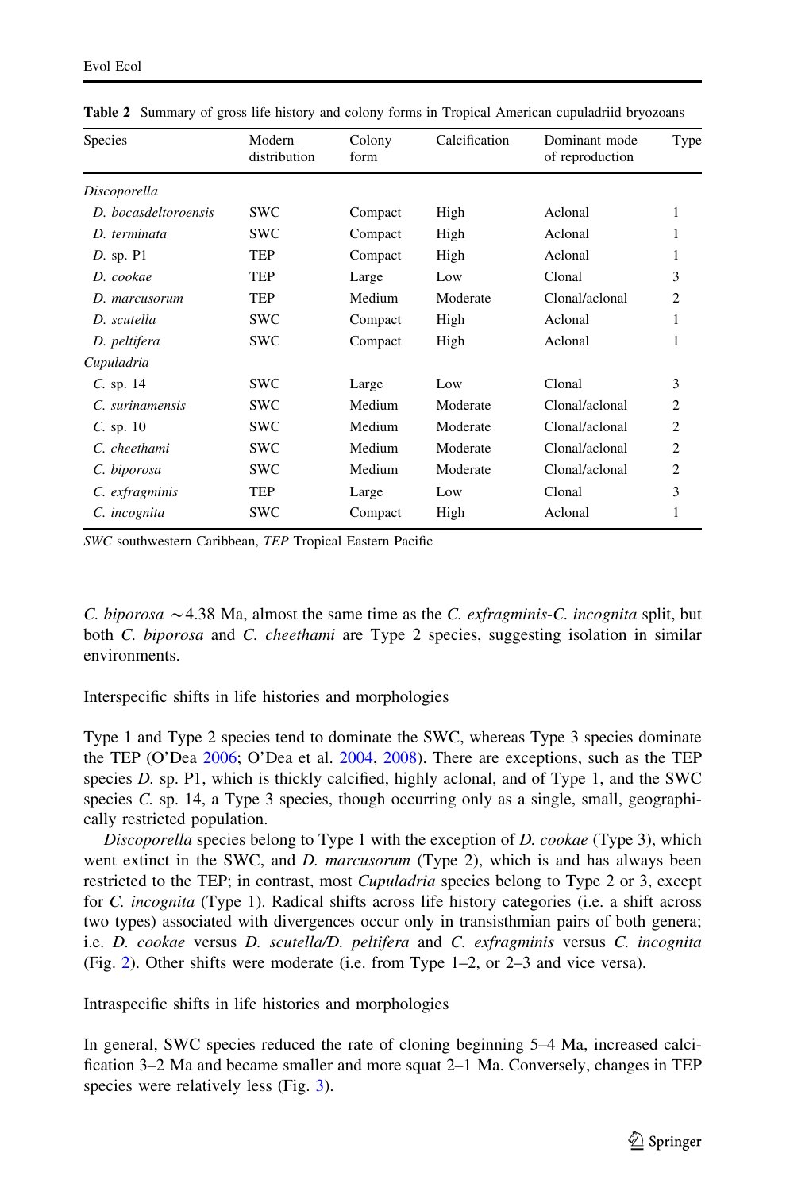**Table 2** Summary of gross life history and colony forms in Tropical American cupuladriid bryozoans

| Species | Modern distribution | Colony form | Calcification | Dominant mode of reproduction | Type |
|---|---|---|---|---|---|
| *Discoporella* | | | | | |
| *D. bocasdeltoroensis* | SWC | Compact | High | Aclonal | 1 |
| *D. terminata* | SWC | Compact | High | Aclonal | 1 |
| *D.* sp. P1 | TEP | Compact | High | Aclonal | 1 |
| *D. cookae* | TEP | Large | Low | Clonal | 3 |
| *D. marcusorum* | TEP | Medium | Moderate | Clonal/aclonal | 2 |
| *D. scutella* | SWC | Compact | High | Aclonal | 1 |
| *D. peltifera* | SWC | Compact | High | Aclonal | 1 |
| *Cupuladria* | | | | | |
| *C.* sp. 14 | SWC | Large | Low | Clonal | 3 |
| *C. surinamensis* | SWC | Medium | Moderate | Clonal/aclonal | 2 |
| *C.* sp. 10 | SWC | Medium | Moderate | Clonal/aclonal | 2 |
| *C. cheethami* | SWC | Medium | Moderate | Clonal/aclonal | 2 |
| *C. biporosa* | SWC | Medium | Moderate | Clonal/aclonal | 2 |
| *C. exfragminis* | TEP | Large | Low | Clonal | 3 |
| *C. incognita* | SWC | Compact | High | Aclonal | 1 |

*SWC* southwestern Caribbean, *TEP* Tropical Eastern Pacific

*C. biporosa* ~4.38 Ma, almost the same time as the *C. exfragminis*-*C. incognita* split, but both *C. biporosa* and *C. cheethami* are Type 2 species, suggesting isolation in similar environments.

## Interspecific shifts in life histories and morphologies

Type 1 and Type 2 species tend to dominate the SWC, whereas Type 3 species dominate the TEP (O'Dea 2006; O'Dea et al. 2004, 2008). There are exceptions, such as the TEP species *D.* sp. P1, which is thickly calcified, highly aclonal, and of Type 1, and the SWC species *C.* sp. 14, a Type 3 species, though occurring only as a single, small, geographically restricted population.

*Discoporella* species belong to Type 1 with the exception of *D. cookae* (Type 3), which went extinct in the SWC, and *D. marcusorum* (Type 2), which is and has always been restricted to the TEP; in contrast, most *Cupuladria* species belong to Type 2 or 3, except for *C. incognita* (Type 1). Radical shifts across life history categories (i.e. a shift across two types) associated with divergences occur only in transisthmian pairs of both genera; i.e. *D. cookae* versus *D. scutella/D. peltifera* and *C. exfragminis* versus *C. incognita* (Fig. 2). Other shifts were moderate (i.e. from Type 1–2, or 2–3 and vice versa).

## Intraspecific shifts in life histories and morphologies

In general, SWC species reduced the rate of cloning beginning 5–4 Ma, increased calcification 3–2 Ma and became smaller and more squat 2–1 Ma. Conversely, changes in TEP species were relatively less (Fig. 3).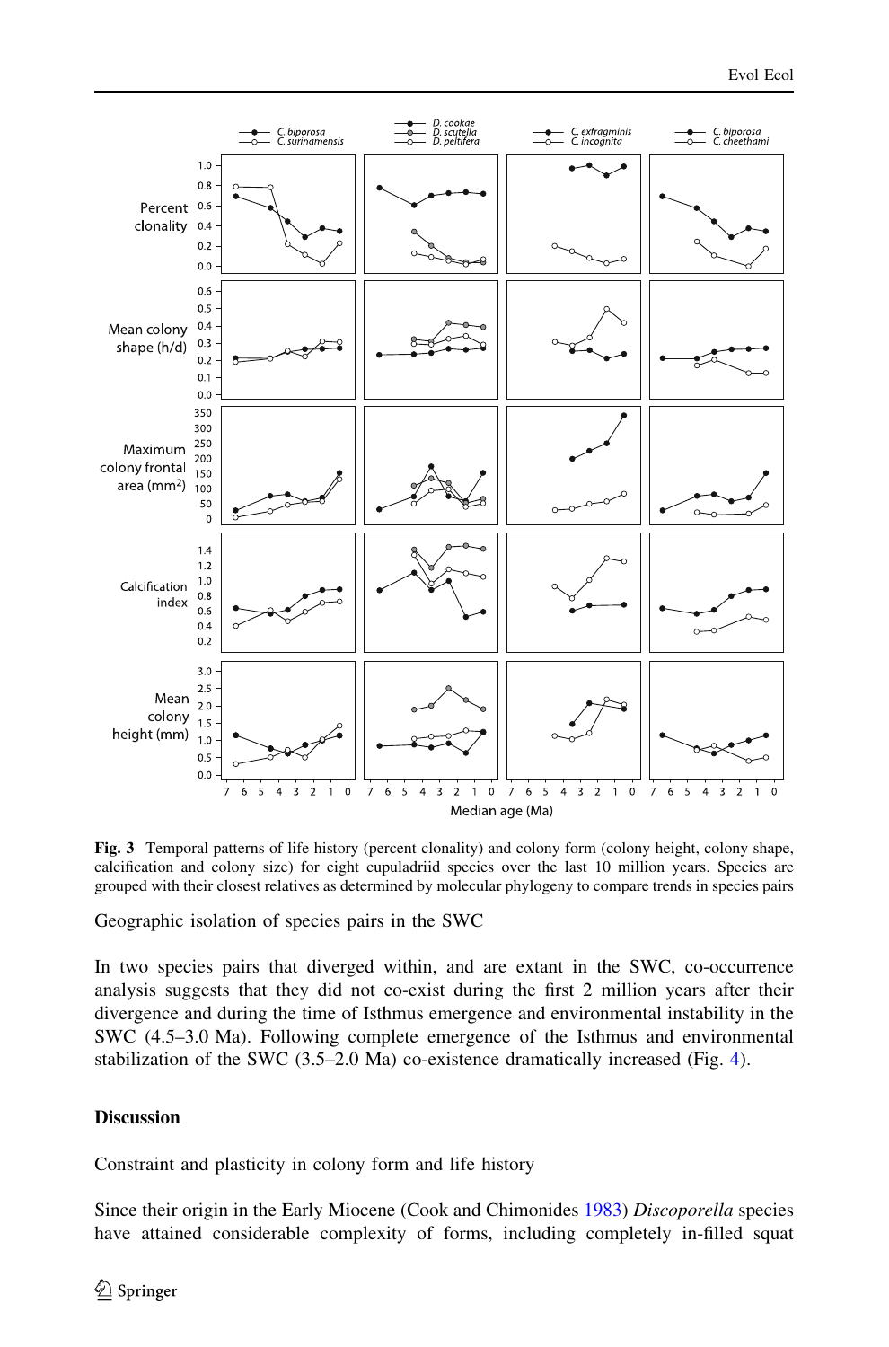C. biporosa
C. surinamensis

D. cookae
D. scutella
D. peltifera

C. exfragminis
C. incognita

C. biporosa
C. cheethami

Percent clonality

Mean colony shape (h/d)

Maximum colony frontal area (mm²)

Calcification index

Mean colony height (mm)

Median age (Ma)

**Fig. 3** Temporal patterns of life history (percent clonality) and colony form (colony height, colony shape, calcification and colony size) for eight cupuladriid species over the last 10 million years. Species are grouped with their closest relatives as determined by molecular phylogeny to compare trends in species pairs

Geographic isolation of species pairs in the SWC

In two species pairs that diverged within, and are extant in the SWC, co-occurrence analysis suggests that they did not co-exist during the first 2 million years after their divergence and during the time of Isthmus emergence and environmental instability in the SWC (4.5–3.0 Ma). Following complete emergence of the Isthmus and environmental stabilization of the SWC (3.5–2.0 Ma) co-existence dramatically increased (Fig. 4).

## Discussion

### Constraint and plasticity in colony form and life history

Since their origin in the Early Miocene (Cook and Chimonides 1983) *Discoporella* species have attained considerable complexity of forms, including completely in-filled squat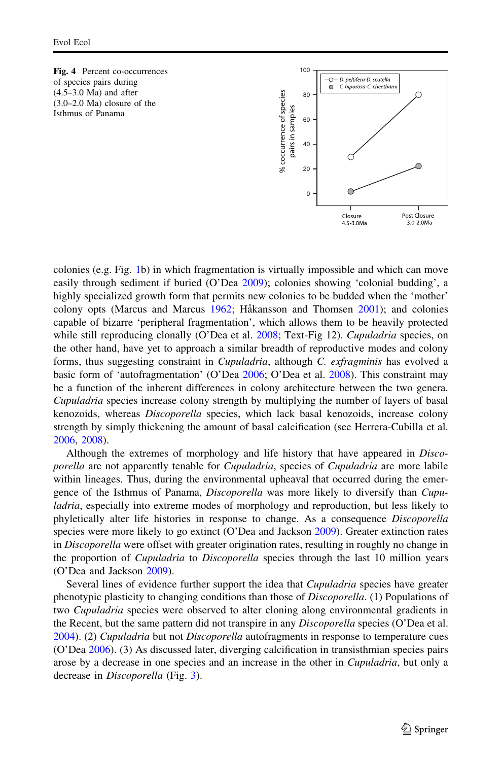**Fig. 4** Percent co-occurrences of species pairs during (4.5–3.0 Ma) and after (3.0–2.0 Ma) closure of the Isthmus of Panama

D. peltifera-D. scutella
C. biporosa-C. cheethami
% cooccurrence of species pairs in samples
100
80
60
40
20
0
Closure 4.5-3.0Ma
Post Closure 3.0-2.0Ma

colonies (e.g. Fig. 1b) in which fragmentation is virtually impossible and which can move easily through sediment if buried (O'Dea 2009); colonies showing 'colonial budding', a highly specialized growth form that permits new colonies to be budded when the 'mother' colony opts (Marcus and Marcus 1962; Håkansson and Thomsen 2001); and colonies capable of bizarre 'peripheral fragmentation', which allows them to be heavily protected while still reproducing clonally (O'Dea et al. 2008; Text-Fig 12). *Cupuladria* species, on the other hand, have yet to approach a similar breadth of reproductive modes and colony forms, thus suggesting constraint in *Cupuladria*, although *C. exfragminis* has evolved a basic form of 'autofragmentation' (O'Dea 2006; O'Dea et al. 2008). This constraint may be a function of the inherent differences in colony architecture between the two genera. *Cupuladria* species increase colony strength by multiplying the number of layers of basal kenozoids, whereas *Discoporella* species, which lack basal kenozoids, increase colony strength by simply thickening the amount of basal calcification (see Herrera-Cubilla et al. 2006, 2008).

Although the extremes of morphology and life history that have appeared in *Discoporella* are not apparently tenable for *Cupuladria*, species of *Cupuladria* are more labile within lineages. Thus, during the environmental upheaval that occurred during the emergence of the Isthmus of Panama, *Discoporella* was more likely to diversify than *Cupuladria*, especially into extreme modes of morphology and reproduction, but less likely to phyletically alter life histories in response to change. As a consequence *Discoporella* species were more likely to go extinct (O'Dea and Jackson 2009). Greater extinction rates in *Discoporella* were offset with greater origination rates, resulting in roughly no change in the proportion of *Cupuladria* to *Discoporella* species through the last 10 million years (O'Dea and Jackson 2009).

Several lines of evidence further support the idea that *Cupuladria* species have greater phenotypic plasticity to changing conditions than those of *Discoporella*. (1) Populations of two *Cupuladria* species were observed to alter cloning along environmental gradients in the Recent, but the same pattern did not transpire in any *Discoporella* species (O'Dea et al. 2004). (2) *Cupuladria* but not *Discoporella* autofragments in response to temperature cues (O'Dea 2006). (3) As discussed later, diverging calcification in transisthmian species pairs arose by a decrease in one species and an increase in the other in *Cupuladria*, but only a decrease in *Discoporella* (Fig. 3).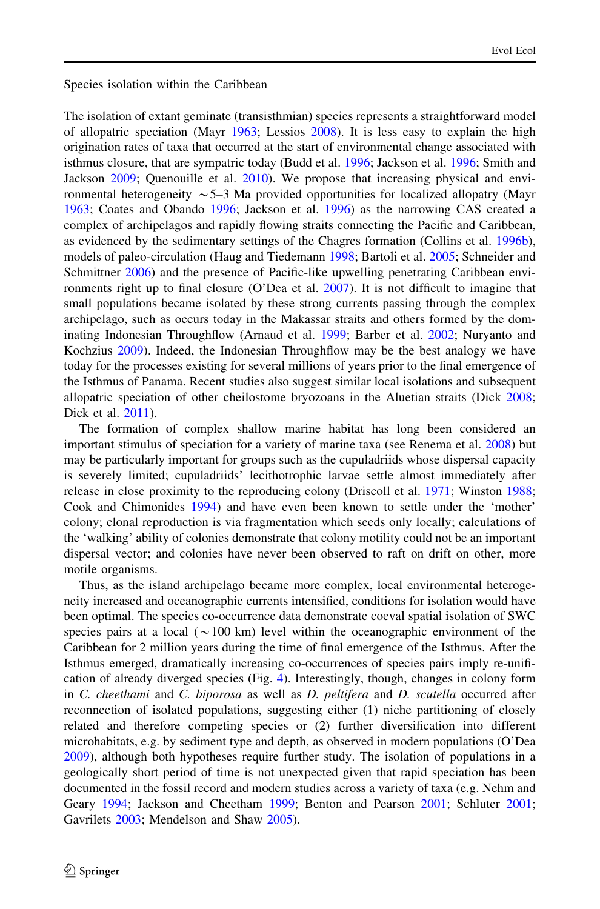Species isolation within the Caribbean

The isolation of extant geminate (transisthmian) species represents a straightforward model of allopatric speciation (Mayr 1963; Lessios 2008). It is less easy to explain the high origination rates of taxa that occurred at the start of environmental change associated with isthmus closure, that are sympatric today (Budd et al. 1996; Jackson et al. 1996; Smith and Jackson 2009; Quenouille et al. 2010). We propose that increasing physical and environmental heterogeneity ~5–3 Ma provided opportunities for localized allopatry (Mayr 1963; Coates and Obando 1996; Jackson et al. 1996) as the narrowing CAS created a complex of archipelagos and rapidly flowing straits connecting the Pacific and Caribbean, as evidenced by the sedimentary settings of the Chagres formation (Collins et al. 1996b), models of paleo-circulation (Haug and Tiedemann 1998; Bartoli et al. 2005; Schneider and Schmittner 2006) and the presence of Pacific-like upwelling penetrating Caribbean environments right up to final closure (O'Dea et al. 2007). It is not difficult to imagine that small populations became isolated by these strong currents passing through the complex archipelago, such as occurs today in the Makassar straits and others formed by the dominating Indonesian Throughflow (Arnaud et al. 1999; Barber et al. 2002; Nuryanto and Kochzius 2009). Indeed, the Indonesian Throughflow may be the best analogy we have today for the processes existing for several millions of years prior to the final emergence of the Isthmus of Panama. Recent studies also suggest similar local isolations and subsequent allopatric speciation of other cheilostome bryozoans in the Aluetian straits (Dick 2008; Dick et al. 2011).

The formation of complex shallow marine habitat has long been considered an important stimulus of speciation for a variety of marine taxa (see Renema et al. 2008) but may be particularly important for groups such as the cupuladriids whose dispersal capacity is severely limited; cupuladriids' lecithotrophic larvae settle almost immediately after release in close proximity to the reproducing colony (Driscoll et al. 1971; Winston 1988; Cook and Chimonides 1994) and have even been known to settle under the 'mother' colony; clonal reproduction is via fragmentation which seeds only locally; calculations of the 'walking' ability of colonies demonstrate that colony motility could not be an important dispersal vector; and colonies have never been observed to raft on drift on other, more motile organisms.

Thus, as the island archipelago became more complex, local environmental heterogeneity increased and oceanographic currents intensified, conditions for isolation would have been optimal. The species co-occurrence data demonstrate coeval spatial isolation of SWC species pairs at a local (~100 km) level within the oceanographic environment of the Caribbean for 2 million years during the time of final emergence of the Isthmus. After the Isthmus emerged, dramatically increasing co-occurrences of species pairs imply re-unification of already diverged species (Fig. 4). Interestingly, though, changes in colony form in *C. cheethami* and *C. biporosa* as well as *D. peltifera* and *D. scutella* occurred after reconnection of isolated populations, suggesting either (1) niche partitioning of closely related and therefore competing species or (2) further diversification into different microhabitats, e.g. by sediment type and depth, as observed in modern populations (O'Dea 2009), although both hypotheses require further study. The isolation of populations in a geologically short period of time is not unexpected given that rapid speciation has been documented in the fossil record and modern studies across a variety of taxa (e.g. Nehm and Geary 1994; Jackson and Cheetham 1999; Benton and Pearson 2001; Schluter 2001; Gavrilets 2003; Mendelson and Shaw 2005).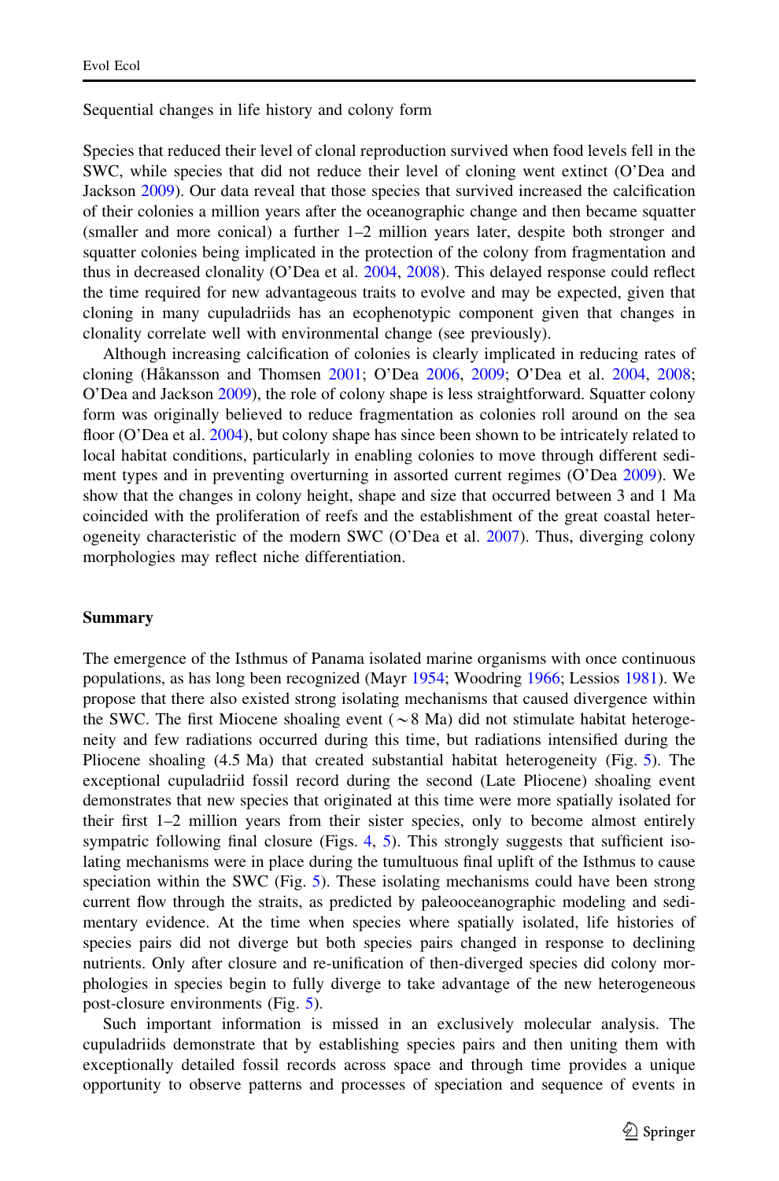Sequential changes in life history and colony form

Species that reduced their level of clonal reproduction survived when food levels fell in the SWC, while species that did not reduce their level of cloning went extinct (O'Dea and Jackson 2009). Our data reveal that those species that survived increased the calcification of their colonies a million years after the oceanographic change and then became squatter (smaller and more conical) a further 1–2 million years later, despite both stronger and squatter colonies being implicated in the protection of the colony from fragmentation and thus in decreased clonality (O'Dea et al. 2004, 2008). This delayed response could reflect the time required for new advantageous traits to evolve and may be expected, given that cloning in many cupuladriids has an ecophenotypic component given that changes in clonality correlate well with environmental change (see previously).

Although increasing calcification of colonies is clearly implicated in reducing rates of cloning (Håkansson and Thomsen 2001; O'Dea 2006, 2009; O'Dea et al. 2004, 2008; O'Dea and Jackson 2009), the role of colony shape is less straightforward. Squatter colony form was originally believed to reduce fragmentation as colonies roll around on the sea floor (O'Dea et al. 2004), but colony shape has since been shown to be intricately related to local habitat conditions, particularly in enabling colonies to move through different sediment types and in preventing overturning in assorted current regimes (O'Dea 2009). We show that the changes in colony height, shape and size that occurred between 3 and 1 Ma coincided with the proliferation of reefs and the establishment of the great coastal heterogeneity characteristic of the modern SWC (O'Dea et al. 2007). Thus, diverging colony morphologies may reflect niche differentiation.

## Summary

The emergence of the Isthmus of Panama isolated marine organisms with once continuous populations, as has long been recognized (Mayr 1954; Woodring 1966; Lessios 1981). We propose that there also existed strong isolating mechanisms that caused divergence within the SWC. The first Miocene shoaling event (~8 Ma) did not stimulate habitat heterogeneity and few radiations occurred during this time, but radiations intensified during the Pliocene shoaling (4.5 Ma) that created substantial habitat heterogeneity (Fig. 5). The exceptional cupuladriid fossil record during the second (Late Pliocene) shoaling event demonstrates that new species that originated at this time were more spatially isolated for their first 1–2 million years from their sister species, only to become almost entirely sympatric following final closure (Figs. 4, 5). This strongly suggests that sufficient isolating mechanisms were in place during the tumultuous final uplift of the Isthmus to cause speciation within the SWC (Fig. 5). These isolating mechanisms could have been strong current flow through the straits, as predicted by paleooceanographic modeling and sedimentary evidence. At the time when species where spatially isolated, life histories of species pairs did not diverge but both species pairs changed in response to declining nutrients. Only after closure and re-unification of then-diverged species did colony morphologies in species begin to fully diverge to take advantage of the new heterogeneous post-closure environments (Fig. 5).

Such important information is missed in an exclusively molecular analysis. The cupuladriids demonstrate that by establishing species pairs and then uniting them with exceptionally detailed fossil records across space and through time provides a unique opportunity to observe patterns and processes of speciation and sequence of events in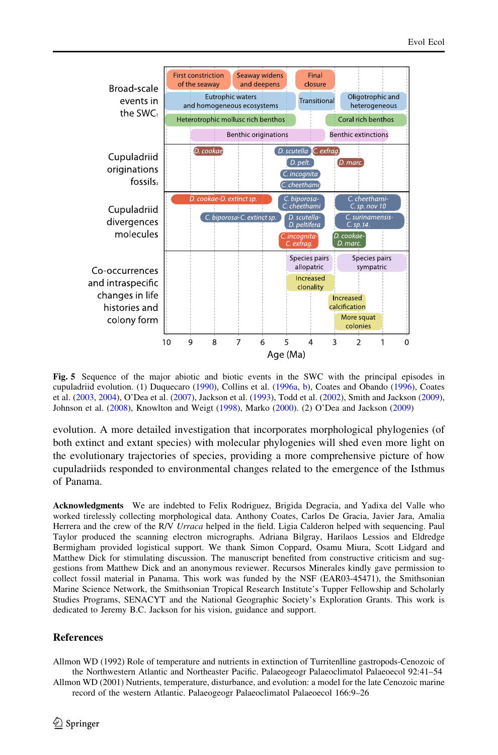Broad-scale events in the SWC[1]

First constriction of the seaway

Seaway widens and deepens

Final closure

Eutrophic waters and homogeneous ecosystems

Transitional

Oligotrophic and heterogeneous

Heterotrophic mollusc rich benthos

Coral rich benthos

Benthic originations

Benthic extinctions

Cupuladriid originations fossils[2]

D. cookae

D. scutella

C. exfrag.

D. pelt.

D. marc.

C. incognita

C. cheethami

Cupuladriid divergences molecules

D. cookae-D. extinct sp.

C. biporosa-C. cheethami

C. cheethami-C. sp. nov 10

C. biporosa-C. extinct sp.

D. scutella-D. peltifera

C. surinamensis-C. sp.14.

C. incognita-C. exfrag.

D. cookae-D. marc.

Co-occurrences and intraspecific changes in life histories and colony form

Species pairs allopatric

Species pairs sympatric

Increased clonality

Increased calcification

More squat colonies

10 9 8 7 6 5 4 3 2 1 0

Age (Ma)

**Fig. 5** Sequence of the major abiotic and biotic events in the SWC with the principal episodes in cupuladriid evolution. (1) Duquecaro (1990), Collins et al. (1996a, b), Coates and Obando (1996), Coates et al. (2003, 2004), O'Dea et al. (2007), Jackson et al. (1993), Todd et al. (2002), Smith and Jackson (2009), Johnson et al. (2008), Knowlton and Weigt (1998), Marko (2000). (2) O'Dea and Jackson (2009)

evolution. A more detailed investigation that incorporates morphological phylogenies (of both extinct and extant species) with molecular phylogenies will shed even more light on the evolutionary trajectories of species, providing a more comprehensive picture of how cupuladriids responded to environmental changes related to the emergence of the Isthmus of Panama.

**Acknowledgments** We are indebted to Felix Rodriguez, Brigida Degracia, and Yadixa del Valle who worked tirelessly collecting morphological data. Anthony Coates, Carlos De Gracia, Javier Jara, Amalia Herrera and the crew of the R/V *Urraca* helped in the field. Ligia Calderon helped with sequencing. Paul Taylor produced the scanning electron micrographs. Adriana Bilgray, Harilaos Lessios and Eldredge Bermigham provided logistical support. We thank Simon Coppard, Osamu Miura, Scott Lidgard and Matthew Dick for stimulating discussion. The manuscript benefited from constructive criticism and suggestions from Matthew Dick and an anonymous reviewer. Recursos Minerales kindly gave permission to collect fossil material in Panama. This work was funded by the NSF (EAR03-45471), the Smithsonian Marine Science Network, the Smithsonian Tropical Research Institute's Tupper Fellowship and Scholarly Studies Programs, SENACYT and the National Geographic Society's Exploration Grants. This work is dedicated to Jeremy B.C. Jackson for his vision, guidance and support.

## References

Allmon WD (1992) Role of temperature and nutrients in extinction of Turritenlline gastropods-Cenozoic of the Northwestern Atlantic and Northeaster Pacific. Palaeogeogr Palaeoclimatol Palaeoecol 92:41–54

Allmon WD (2001) Nutrients, temperature, disturbance, and evolution: a model for the late Cenozoic marine record of the western Atlantic. Palaeogeogr Palaeoclimatol Palaeoecol 166:9–26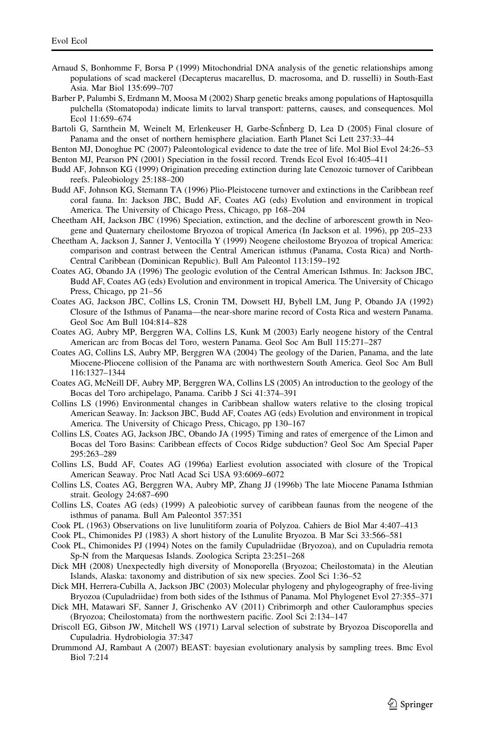Arnaud S, Bonhomme F, Borsa P (1999) Mitochondrial DNA analysis of the genetic relationships among populations of scad mackerel (Decapterus macarellus, D. macrosoma, and D. russelli) in South-East Asia. Mar Biol 135:699–707

Barber P, Palumbi S, Erdmann M, Moosa M (2002) Sharp genetic breaks among populations of Haptosquilla pulchella (Stomatopoda) indicate limits to larval transport: patterns, causes, and consequences. Mol Ecol 11:659–674

Bartoli G, Sarnthein M, Weinelt M, Erlenkeuser H, Garbe-Schönberg D, Lea D (2005) Final closure of Panama and the onset of northern hemisphere glaciation. Earth Planet Sci Lett 237:33–44

Benton MJ, Donoghue PC (2007) Paleontological evidence to date the tree of life. Mol Biol Evol 24:26–53

Benton MJ, Pearson PN (2001) Speciation in the fossil record. Trends Ecol Evol 16:405–411

Budd AF, Johnson KG (1999) Origination preceding extinction during late Cenozoic turnover of Caribbean reefs. Paleobiology 25:188–200

Budd AF, Johnson KG, Stemann TA (1996) Plio-Pleistocene turnover and extinctions in the Caribbean reef coral fauna. In: Jackson JBC, Budd AF, Coates AG (eds) Evolution and environment in tropical America. The University of Chicago Press, Chicago, pp 168–204

Cheetham AH, Jackson JBC (1996) Speciation, extinction, and the decline of arborescent growth in Neogene and Quaternary cheilostome Bryozoa of tropical America (In Jackson et al. 1996), pp 205–233

Cheetham A, Jackson J, Sanner J, Ventocilla Y (1999) Neogene cheilostome Bryozoa of tropical America: comparison and contrast between the Central American isthmus (Panama, Costa Rica) and North-Central Caribbean (Dominican Republic). Bull Am Paleontol 113:159–192

Coates AG, Obando JA (1996) The geologic evolution of the Central American Isthmus. In: Jackson JBC, Budd AF, Coates AG (eds) Evolution and environment in tropical America. The University of Chicago Press, Chicago, pp 21–56

Coates AG, Jackson JBC, Collins LS, Cronin TM, Dowsett HJ, Bybell LM, Jung P, Obando JA (1992) Closure of the Isthmus of Panama—the near-shore marine record of Costa Rica and western Panama. Geol Soc Am Bull 104:814–828

Coates AG, Aubry MP, Berggren WA, Collins LS, Kunk M (2003) Early neogene history of the Central American arc from Bocas del Toro, western Panama. Geol Soc Am Bull 115:271–287

Coates AG, Collins LS, Aubry MP, Berggren WA (2004) The geology of the Darien, Panama, and the late Miocene-Pliocene collision of the Panama arc with northwestern South America. Geol Soc Am Bull 116:1327–1344

Coates AG, McNeill DF, Aubry MP, Berggren WA, Collins LS (2005) An introduction to the geology of the Bocas del Toro archipelago, Panama. Caribb J Sci 41:374–391

Collins LS (1996) Environmental changes in Caribbean shallow waters relative to the closing tropical American Seaway. In: Jackson JBC, Budd AF, Coates AG (eds) Evolution and environment in tropical America. The University of Chicago Press, Chicago, pp 130–167

Collins LS, Coates AG, Jackson JBC, Obando JA (1995) Timing and rates of emergence of the Limon and Bocas del Toro Basins: Caribbean effects of Cocos Ridge subduction? Geol Soc Am Special Paper 295:263–289

Collins LS, Budd AF, Coates AG (1996a) Earliest evolution associated with closure of the Tropical American Seaway. Proc Natl Acad Sci USA 93:6069–6072

Collins LS, Coates AG, Berggren WA, Aubry MP, Zhang JJ (1996b) The late Miocene Panama Isthmian strait. Geology 24:687–690

Collins LS, Coates AG (eds) (1999) A paleobiotic survey of caribbean faunas from the neogene of the isthmus of panama. Bull Am Paleontol 357:351

Cook PL (1963) Observations on live lunulitiform zoaria of Polyzoa. Cahiers de Biol Mar 4:407–413

Cook PL, Chimonides PJ (1983) A short history of the Lunulite Bryozoa. B Mar Sci 33:566–581

Cook PL, Chimonides PJ (1994) Notes on the family Cupuladriidae (Bryozoa), and on Cupuladria remota Sp-N from the Marquesas Islands. Zoologica Scripta 23:251–268

Dick MH (2008) Unexpectedly high diversity of Monoporella (Bryozoa; Cheilostomata) in the Aleutian Islands, Alaska: taxonomy and distribution of six new species. Zool Sci 1:36–52

Dick MH, Herrera-Cubilla A, Jackson JBC (2003) Molecular phylogeny and phylogeography of free-living Bryozoa (Cupuladriidae) from both sides of the Isthmus of Panama. Mol Phylogenet Evol 27:355–371

Dick MH, Matawari SF, Sanner J, Grischenko AV (2011) Cribrimorph and other Cauloramphus species (Bryozoa; Cheilostomata) from the northwestern pacific. Zool Sci 2:134–147

Driscoll EG, Gibson JW, Mitchell WS (1971) Larval selection of substrate by Bryozoa Discoporella and Cupuladria. Hydrobiologia 37:347

Drummond AJ, Rambaut A (2007) BEAST: bayesian evolutionary analysis by sampling trees. Bmc Evol Biol 7:214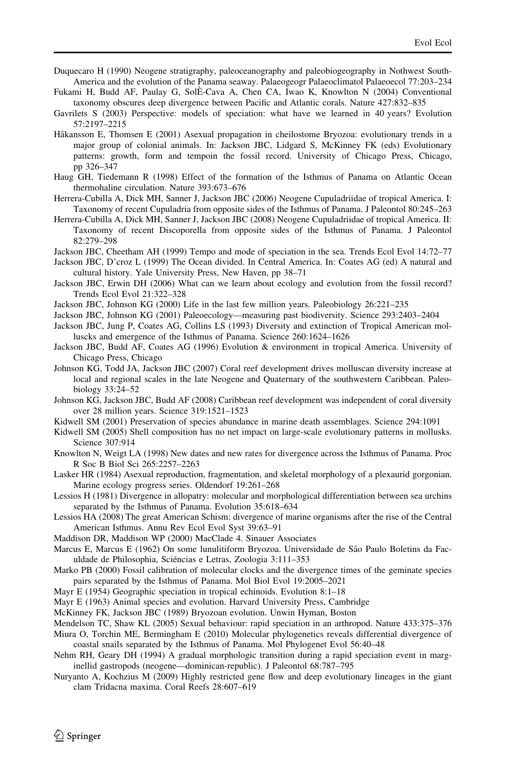Duquecaro H (1990) Neogene stratigraphy, paleoceanography and paleobiogeography in Nothwest South-America and the evolution of the Panama seaway. Palaeogeogr Palaeoclimatol Palaeoecol 77:203–234

Fukami H, Budd AF, Paulay G, SolÈ-Cava A, Chen CA, Iwao K, Knowlton N (2004) Conventional taxonomy obscures deep divergence between Pacific and Atlantic corals. Nature 427:832–835

Gavrilets S (2003) Perspective: models of speciation: what have we learned in 40 years? Evolution 57:2197–2215

Håkansson E, Thomsen E (2001) Asexual propagation in cheilostome Bryozoa: evolutionary trends in a major group of colonial animals. In: Jackson JBC, Lidgard S, McKinney FK (eds) Evolutionary patterns: growth, form and tempoin the fossil record. University of Chicago Press, Chicago, pp 326–347

Haug GH, Tiedemann R (1998) Effect of the formation of the Isthmus of Panama on Atlantic Ocean thermohaline circulation. Nature 393:673–676

Herrera-Cubilla A, Dick MH, Sanner J, Jackson JBC (2006) Neogene Cupuladriidae of tropical America. I: Taxonomy of recent Cupuladria from opposite sides of the Isthmus of Panama. J Paleontol 80:245–263

Herrera-Cubilla A, Dick MH, Sanner J, Jackson JBC (2008) Neogene Cupuladriidae of tropical America. II: Taxonomy of recent Discoporella from opposite sides of the Isthmus of Panama. J Paleontol 82:279–298

Jackson JBC, Cheetham AH (1999) Tempo and mode of speciation in the sea. Trends Ecol Evol 14:72–77

Jackson JBC, D'croz L (1999) The Ocean divided. In Central America. In: Coates AG (ed) A natural and cultural history. Yale University Press, New Haven, pp 38–71

Jackson JBC, Erwin DH (2006) What can we learn about ecology and evolution from the fossil record? Trends Ecol Evol 21:322–328

Jackson JBC, Johnson KG (2000) Life in the last few million years. Paleobiology 26:221–235

Jackson JBC, Johnson KG (2001) Paleoecology—measuring past biodiversity. Science 293:2403–2404

Jackson JBC, Jung P, Coates AG, Collins LS (1993) Diversity and extinction of Tropical American molluscks and emergence of the Isthmus of Panama. Science 260:1624–1626

Jackson JBC, Budd AF, Coates AG (1996) Evolution & environment in tropical America. University of Chicago Press, Chicago

Johnson KG, Todd JA, Jackson JBC (2007) Coral reef development drives molluscan diversity increase at local and regional scales in the late Neogene and Quaternary of the southwestern Caribbean. Paleobiology 33:24–52

Johnson KG, Jackson JBC, Budd AF (2008) Caribbean reef development was independent of coral diversity over 28 million years. Science 319:1521–1523

Kidwell SM (2001) Preservation of species abundance in marine death assemblages. Science 294:1091

Kidwell SM (2005) Shell composition has no net impact on large-scale evolutionary patterns in mollusks. Science 307:914

Knowlton N, Weigt LA (1998) New dates and new rates for divergence across the Isthmus of Panama. Proc R Soc B Biol Sci 265:2257–2263

Lasker HR (1984) Asexual reproduction, fragmentation, and skeletal morphology of a plexaurid gorgonian. Marine ecology progress series. Oldendorf 19:261–268

Lessios H (1981) Divergence in allopatry: molecular and morphological differentiation between sea urchins separated by the Isthmus of Panama. Evolution 35:618–634

Lessios HA (2008) The great American Schism: divergence of marine organisms after the rise of the Central American Isthmus. Annu Rev Ecol Evol Syst 39:63–91

Maddison DR, Maddison WP (2000) MacClade 4. Sinauer Associates

Marcus E, Marcus E (1962) On some lunulitiform Bryozoa. Universidade de São Paulo Boletins da Faculdade de Philosophia, Sciéncias e Letras, Zoologia 3:111–353

Marko PB (2000) Fossil calibration of molecular clocks and the divergence times of the geminate species pairs separated by the Isthmus of Panama. Mol Biol Evol 19:2005–2021

Mayr E (1954) Geographic speciation in tropical echinoids. Evolution 8:1–18

Mayr E (1963) Animal species and evolution. Harvard University Press, Cambridge

McKinney FK, Jackson JBC (1989) Bryozoan evolution. Unwin Hyman, Boston

Mendelson TC, Shaw KL (2005) Sexual behaviour: rapid speciation in an arthropod. Nature 433:375–376

Miura O, Torchin ME, Bermingham E (2010) Molecular phylogenetics reveals differential divergence of coastal snails separated by the Isthmus of Panama. Mol Phylogenet Evol 56:40–48

Nehm RH, Geary DH (1994) A gradual morphologic transition during a rapid speciation event in marginellid gastropods (neogene—dominican-republic). J Paleontol 68:787–795

Nuryanto A, Kochzius M (2009) Highly restricted gene flow and deep evolutionary lineages in the giant clam Tridacna maxima. Coral Reefs 28:607–619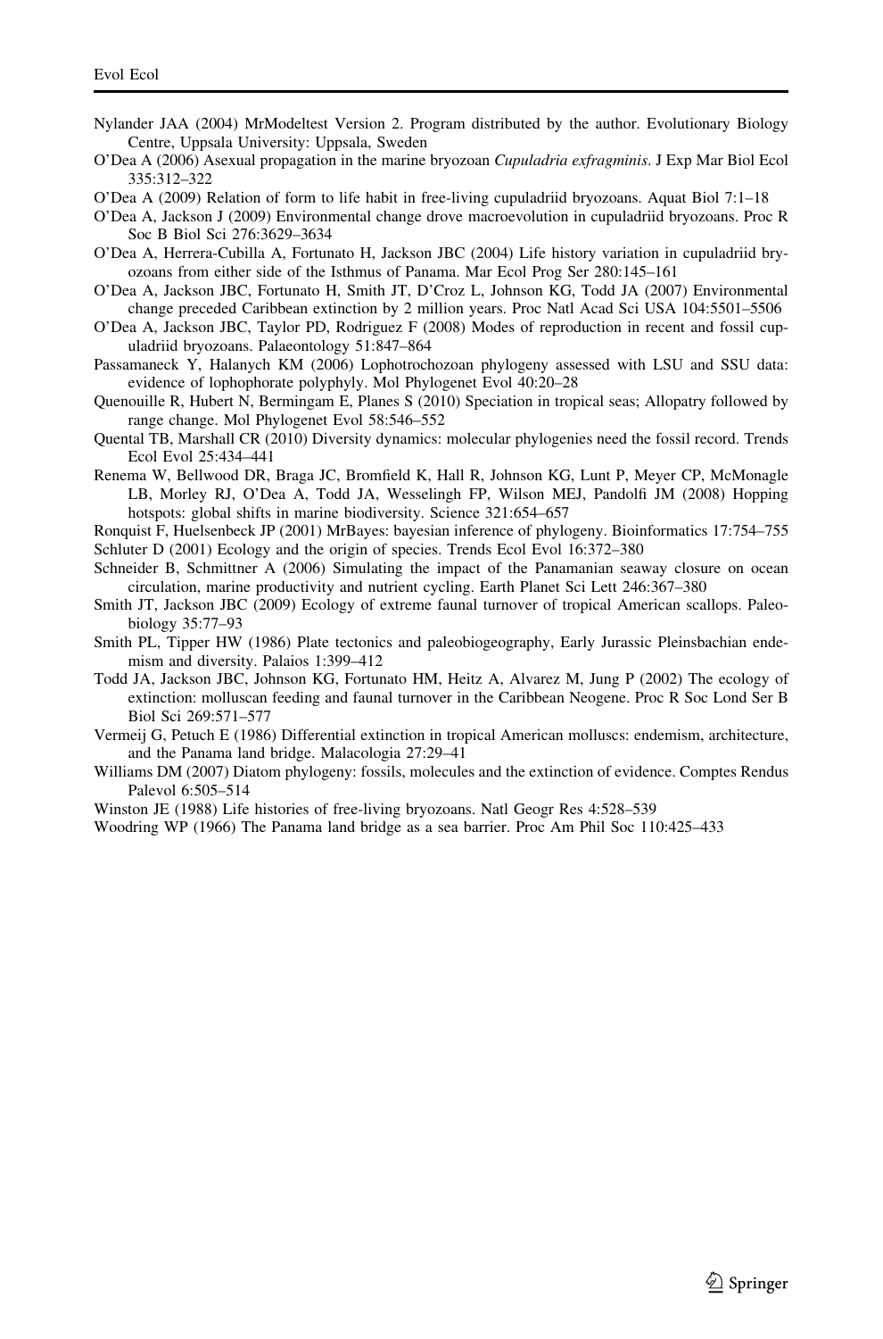Nylander JAA (2004) MrModeltest Version 2. Program distributed by the author. Evolutionary Biology Centre, Uppsala University: Uppsala, Sweden

O'Dea A (2006) Asexual propagation in the marine bryozoan *Cupuladria exfragminis*. J Exp Mar Biol Ecol 335:312–322

O'Dea A (2009) Relation of form to life habit in free-living cupuladriid bryozoans. Aquat Biol 7:1–18

O'Dea A, Jackson J (2009) Environmental change drove macroevolution in cupuladriid bryozoans. Proc R Soc B Biol Sci 276:3629–3634

O'Dea A, Herrera-Cubilla A, Fortunato H, Jackson JBC (2004) Life history variation in cupuladriid bryozoans from either side of the Isthmus of Panama. Mar Ecol Prog Ser 280:145–161

O'Dea A, Jackson JBC, Fortunato H, Smith JT, D'Croz L, Johnson KG, Todd JA (2007) Environmental change preceded Caribbean extinction by 2 million years. Proc Natl Acad Sci USA 104:5501–5506

O'Dea A, Jackson JBC, Taylor PD, Rodriguez F (2008) Modes of reproduction in recent and fossil cupuladriid bryozoans. Palaeontology 51:847–864

Passamaneck Y, Halanych KM (2006) Lophotrochozoan phylogeny assessed with LSU and SSU data: evidence of lophophorate polyphyly. Mol Phylogenet Evol 40:20–28

Quenouille R, Hubert N, Bermingam E, Planes S (2010) Speciation in tropical seas; Allopatry followed by range change. Mol Phylogenet Evol 58:546–552

Quental TB, Marshall CR (2010) Diversity dynamics: molecular phylogenies need the fossil record. Trends Ecol Evol 25:434–441

Renema W, Bellwood DR, Braga JC, Bromfield K, Hall R, Johnson KG, Lunt P, Meyer CP, McMonagle LB, Morley RJ, O'Dea A, Todd JA, Wesselingh FP, Wilson MEJ, Pandolfi JM (2008) Hopping hotspots: global shifts in marine biodiversity. Science 321:654–657

Ronquist F, Huelsenbeck JP (2001) MrBayes: bayesian inference of phylogeny. Bioinformatics 17:754–755

Schluter D (2001) Ecology and the origin of species. Trends Ecol Evol 16:372–380

Schneider B, Schmittner A (2006) Simulating the impact of the Panamanian seaway closure on ocean circulation, marine productivity and nutrient cycling. Earth Planet Sci Lett 246:367–380

Smith JT, Jackson JBC (2009) Ecology of extreme faunal turnover of tropical American scallops. Paleobiology 35:77–93

Smith PL, Tipper HW (1986) Plate tectonics and paleobiogeography, Early Jurassic Pleinsbachian endemism and diversity. Palaios 1:399–412

Todd JA, Jackson JBC, Johnson KG, Fortunato HM, Heitz A, Alvarez M, Jung P (2002) The ecology of extinction: molluscan feeding and faunal turnover in the Caribbean Neogene. Proc R Soc Lond Ser B Biol Sci 269:571–577

Vermeij G, Petuch E (1986) Differential extinction in tropical American molluscs: endemism, architecture, and the Panama land bridge. Malacologia 27:29–41

Williams DM (2007) Diatom phylogeny: fossils, molecules and the extinction of evidence. Comptes Rendus Palevol 6:505–514

Winston JE (1988) Life histories of free-living bryozoans. Natl Geogr Res 4:528–539

Woodring WP (1966) The Panama land bridge as a sea barrier. Proc Am Phil Soc 110:425–433